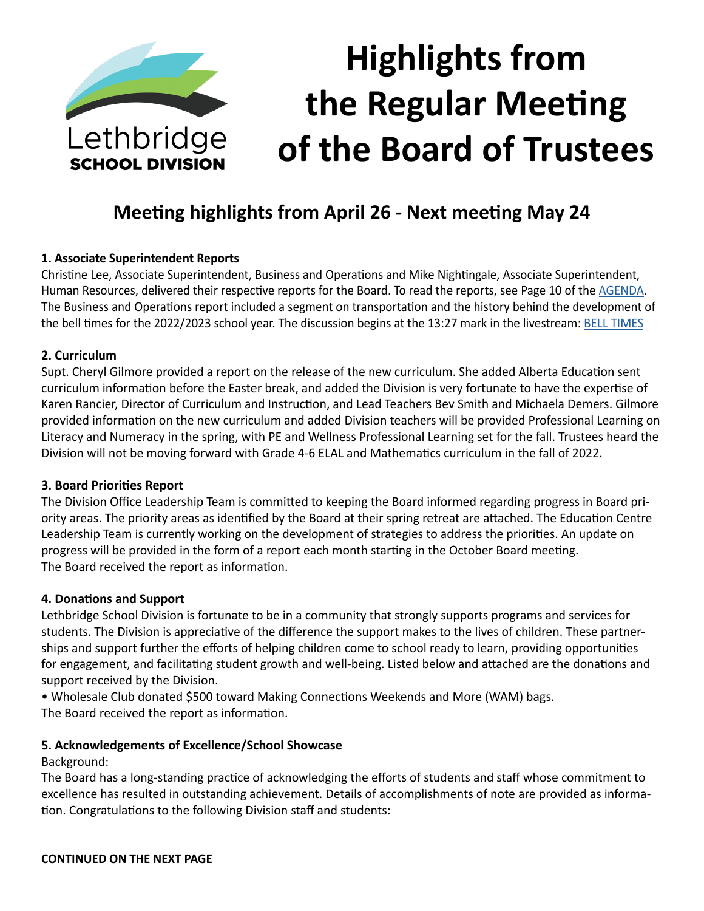Lethbridge SCHOOL DIVISION

# Highlights from the Regular Meeting of the Board of Trustees

## Meeting highlights from April 26 - Next meeting May 24

**1. Associate Superintendent Reports**

Christine Lee, Associate Superintendent, Business and Operations and Mike Nightingale, Associate Superintendent, Human Resources, delivered their respective reports for the Board. To read the reports, see Page 10 of the [AGENDA](AGENDA). The Business and Operations report included a segment on transportation and the history behind the development of the bell times for the 2022/2023 school year. The discussion begins at the 13:27 mark in the livestream: [BELL TIMES](BELL TIMES)

**2. Curriculum**

Supt. Cheryl Gilmore provided a report on the release of the new curriculum. She added Alberta Education sent curriculum information before the Easter break, and added the Division is very fortunate to have the expertise of Karen Rancier, Director of Curriculum and Instruction, and Lead Teachers Bev Smith and Michaela Demers. Gilmore provided information on the new curriculum and added Division teachers will be provided Professional Learning on Literacy and Numeracy in the spring, with PE and Wellness Professional Learning set for the fall. Trustees heard the Division will not be moving forward with Grade 4-6 ELAL and Mathematics curriculum in the fall of 2022.

**3. Board Priorities Report**

The Division Office Leadership Team is committed to keeping the Board informed regarding progress in Board priority areas. The priority areas as identified by the Board at their spring retreat are attached. The Education Centre Leadership Team is currently working on the development of strategies to address the priorities. An update on progress will be provided in the form of a report each month starting in the October Board meeting.
The Board received the report as information.

**4. Donations and Support**

Lethbridge School Division is fortunate to be in a community that strongly supports programs and services for students. The Division is appreciative of the difference the support makes to the lives of children. These partnerships and support further the efforts of helping children come to school ready to learn, providing opportunities for engagement, and facilitating student growth and well-being. Listed below and attached are the donations and support received by the Division.

- Wholesale Club donated $500 toward Making Connections Weekends and More (WAM) bags.

The Board received the report as information.

**5. Acknowledgements of Excellence/School Showcase**

Background:
The Board has a long-standing practice of acknowledging the efforts of students and staff whose commitment to excellence has resulted in outstanding achievement. Details of accomplishments of note are provided as information. Congratulations to the following Division staff and students:

**CONTINUED ON THE NEXT PAGE**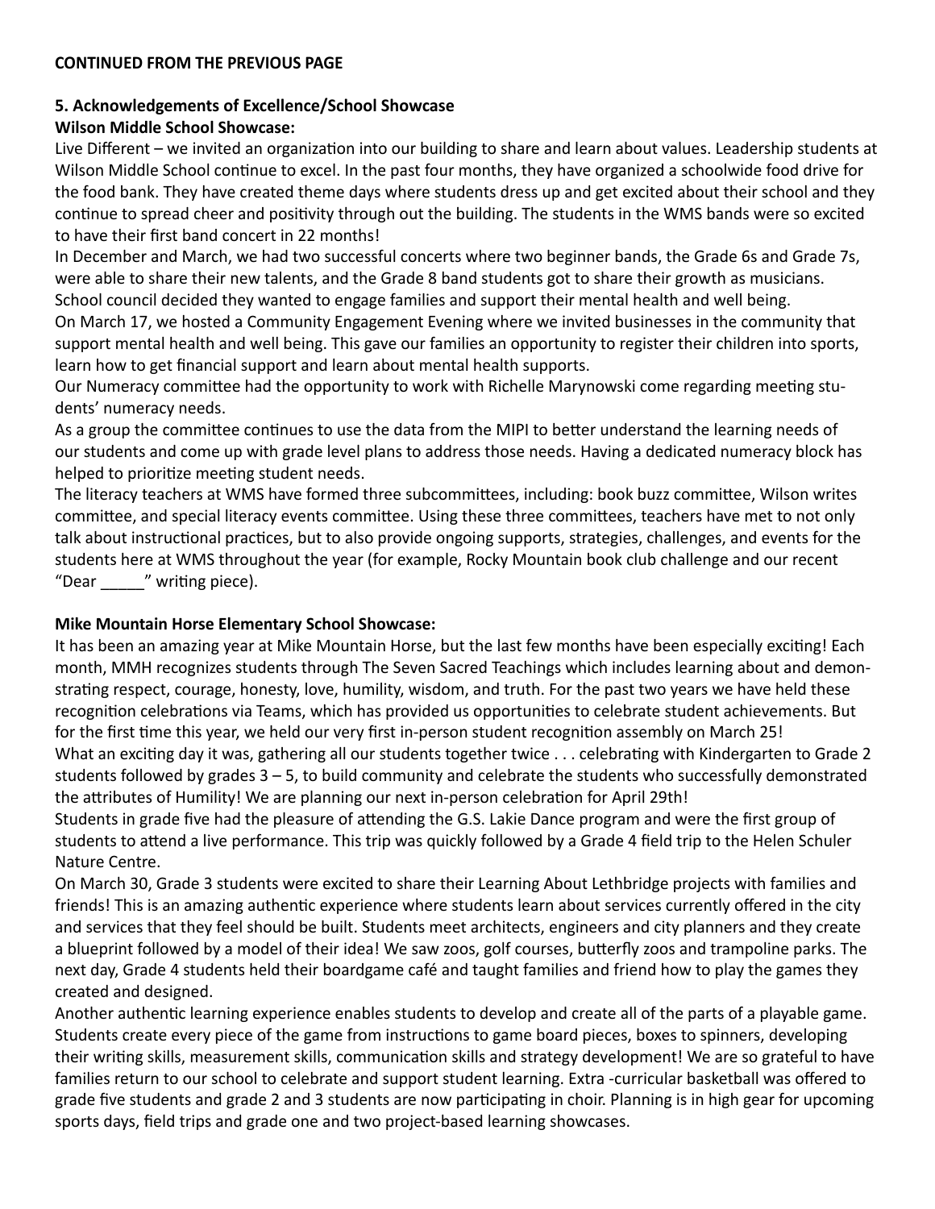**CONTINUED FROM THE PREVIOUS PAGE**

**5. Acknowledgements of Excellence/School Showcase**

**Wilson Middle School Showcase:**

Live Different – we invited an organization into our building to share and learn about values. Leadership students at Wilson Middle School continue to excel. In the past four months, they have organized a schoolwide food drive for the food bank. They have created theme days where students dress up and get excited about their school and they continue to spread cheer and positivity through out the building. The students in the WMS bands were so excited to have their first band concert in 22 months!

In December and March, we had two successful concerts where two beginner bands, the Grade 6s and Grade 7s, were able to share their new talents, and the Grade 8 band students got to share their growth as musicians.

School council decided they wanted to engage families and support their mental health and well being.

On March 17, we hosted a Community Engagement Evening where we invited businesses in the community that support mental health and well being. This gave our families an opportunity to register their children into sports, learn how to get financial support and learn about mental health supports.

Our Numeracy committee had the opportunity to work with Richelle Marynowski come regarding meeting students' numeracy needs.

As a group the committee continues to use the data from the MIPI to better understand the learning needs of our students and come up with grade level plans to address those needs. Having a dedicated numeracy block has helped to prioritize meeting student needs.

The literacy teachers at WMS have formed three subcommittees, including: book buzz committee, Wilson writes committee, and special literacy events committee. Using these three committees, teachers have met to not only talk about instructional practices, but to also provide ongoing supports, strategies, challenges, and events for the students here at WMS throughout the year (for example, Rocky Mountain book club challenge and our recent "Dear _____" writing piece).

**Mike Mountain Horse Elementary School Showcase:**

It has been an amazing year at Mike Mountain Horse, but the last few months have been especially exciting! Each month, MMH recognizes students through The Seven Sacred Teachings which includes learning about and demonstrating respect, courage, honesty, love, humility, wisdom, and truth. For the past two years we have held these recognition celebrations via Teams, which has provided us opportunities to celebrate student achievements. But for the first time this year, we held our very first in-person student recognition assembly on March 25!

What an exciting day it was, gathering all our students together twice . . . celebrating with Kindergarten to Grade 2 students followed by grades 3 – 5, to build community and celebrate the students who successfully demonstrated the attributes of Humility! We are planning our next in-person celebration for April 29th!

Students in grade five had the pleasure of attending the G.S. Lakie Dance program and were the first group of students to attend a live performance. This trip was quickly followed by a Grade 4 field trip to the Helen Schuler Nature Centre.

On March 30, Grade 3 students were excited to share their Learning About Lethbridge projects with families and friends! This is an amazing authentic experience where students learn about services currently offered in the city and services that they feel should be built. Students meet architects, engineers and city planners and they create a blueprint followed by a model of their idea! We saw zoos, golf courses, butterfly zoos and trampoline parks. The next day, Grade 4 students held their boardgame café and taught families and friend how to play the games they created and designed.

Another authentic learning experience enables students to develop and create all of the parts of a playable game. Students create every piece of the game from instructions to game board pieces, boxes to spinners, developing their writing skills, measurement skills, communication skills and strategy development! We are so grateful to have families return to our school to celebrate and support student learning. Extra -curricular basketball was offered to grade five students and grade 2 and 3 students are now participating in choir. Planning is in high gear for upcoming sports days, field trips and grade one and two project-based learning showcases.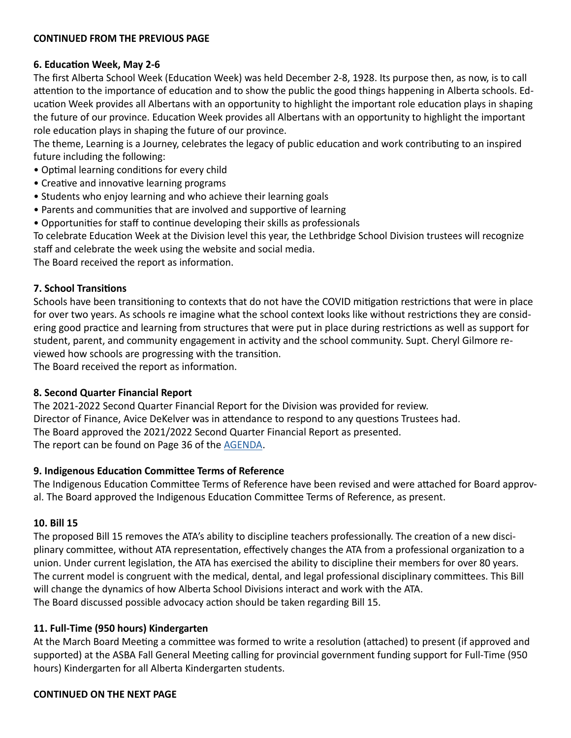**CONTINUED FROM THE PREVIOUS PAGE**

**6. Education Week, May 2-6**

The first Alberta School Week (Education Week) was held December 2-8, 1928. Its purpose then, as now, is to call attention to the importance of education and to show the public the good things happening in Alberta schools. Education Week provides all Albertans with an opportunity to highlight the important role education plays in shaping the future of our province. Education Week provides all Albertans with an opportunity to highlight the important role education plays in shaping the future of our province.

The theme, Learning is a Journey, celebrates the legacy of public education and work contributing to an inspired future including the following:

- Optimal learning conditions for every child
- Creative and innovative learning programs
- Students who enjoy learning and who achieve their learning goals
- Parents and communities that are involved and supportive of learning
- Opportunities for staff to continue developing their skills as professionals

To celebrate Education Week at the Division level this year, the Lethbridge School Division trustees will recognize staff and celebrate the week using the website and social media.

The Board received the report as information.

**7. School Transitions**

Schools have been transitioning to contexts that do not have the COVID mitigation restrictions that were in place for over two years. As schools re imagine what the school context looks like without restrictions they are considering good practice and learning from structures that were put in place during restrictions as well as support for student, parent, and community engagement in activity and the school community. Supt. Cheryl Gilmore reviewed how schools are progressing with the transition.

The Board received the report as information.

**8. Second Quarter Financial Report**

The 2021-2022 Second Quarter Financial Report for the Division was provided for review.

Director of Finance, Avice DeKelver was in attendance to respond to any questions Trustees had.

The Board approved the 2021/2022 Second Quarter Financial Report as presented.

The report can be found on Page 36 of the AGENDA.

**9. Indigenous Education Committee Terms of Reference**

The Indigenous Education Committee Terms of Reference have been revised and were attached for Board approval. The Board approved the Indigenous Education Committee Terms of Reference, as present.

**10. Bill 15**

The proposed Bill 15 removes the ATA's ability to discipline teachers professionally. The creation of a new disciplinary committee, without ATA representation, effectively changes the ATA from a professional organization to a union. Under current legislation, the ATA has exercised the ability to discipline their members for over 80 years. The current model is congruent with the medical, dental, and legal professional disciplinary committees. This Bill will change the dynamics of how Alberta School Divisions interact and work with the ATA.

The Board discussed possible advocacy action should be taken regarding Bill 15.

**11. Full-Time (950 hours) Kindergarten**

At the March Board Meeting a committee was formed to write a resolution (attached) to present (if approved and supported) at the ASBA Fall General Meeting calling for provincial government funding support for Full-Time (950 hours) Kindergarten for all Alberta Kindergarten students.

**CONTINUED ON THE NEXT PAGE**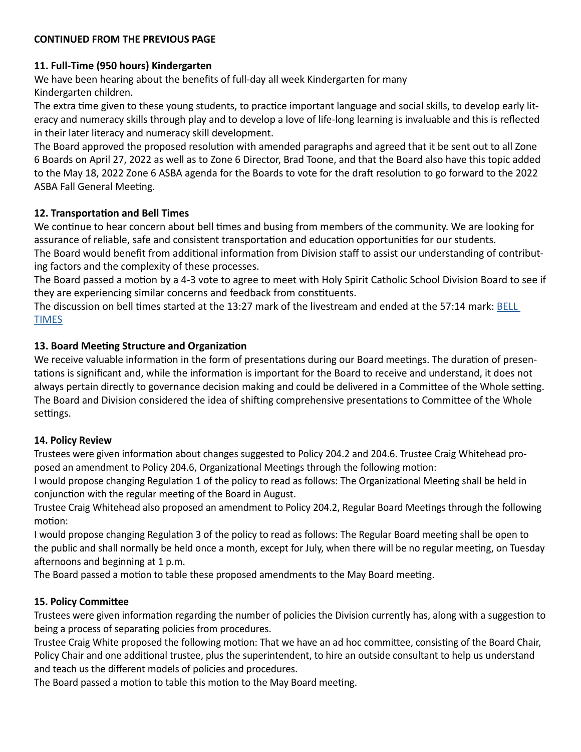**CONTINUED FROM THE PREVIOUS PAGE**

### 11. Full-Time (950 hours) Kindergarten

We have been hearing about the benefits of full-day all week Kindergarten for many Kindergarten children.

The extra time given to these young students, to practice important language and social skills, to develop early literacy and numeracy skills through play and to develop a love of life-long learning is invaluable and this is reflected in their later literacy and numeracy skill development.

The Board approved the proposed resolution with amended paragraphs and agreed that it be sent out to all Zone 6 Boards on April 27, 2022 as well as to Zone 6 Director, Brad Toone, and that the Board also have this topic added to the May 18, 2022 Zone 6 ASBA agenda for the Boards to vote for the draft resolution to go forward to the 2022 ASBA Fall General Meeting.

### 12. Transportation and Bell Times

We continue to hear concern about bell times and busing from members of the community. We are looking for assurance of reliable, safe and consistent transportation and education opportunities for our students.

The Board would benefit from additional information from Division staff to assist our understanding of contributing factors and the complexity of these processes.

The Board passed a motion by a 4-3 vote to agree to meet with Holy Spirit Catholic School Division Board to see if they are experiencing similar concerns and feedback from constituents.

The discussion on bell times started at the 13:27 mark of the livestream and ended at the 57:14 mark: BELL TIMES

### 13. Board Meeting Structure and Organization

We receive valuable information in the form of presentations during our Board meetings. The duration of presentations is significant and, while the information is important for the Board to receive and understand, it does not always pertain directly to governance decision making and could be delivered in a Committee of the Whole setting. The Board and Division considered the idea of shifting comprehensive presentations to Committee of the Whole settings.

### 14. Policy Review

Trustees were given information about changes suggested to Policy 204.2 and 204.6. Trustee Craig Whitehead proposed an amendment to Policy 204.6, Organizational Meetings through the following motion:

I would propose changing Regulation 1 of the policy to read as follows: The Organizational Meeting shall be held in conjunction with the regular meeting of the Board in August.

Trustee Craig Whitehead also proposed an amendment to Policy 204.2, Regular Board Meetings through the following motion:

I would propose changing Regulation 3 of the policy to read as follows: The Regular Board meeting shall be open to the public and shall normally be held once a month, except for July, when there will be no regular meeting, on Tuesday afternoons and beginning at 1 p.m.

The Board passed a motion to table these proposed amendments to the May Board meeting.

### 15. Policy Committee

Trustees were given information regarding the number of policies the Division currently has, along with a suggestion to being a process of separating policies from procedures.

Trustee Craig White proposed the following motion: That we have an ad hoc committee, consisting of the Board Chair, Policy Chair and one additional trustee, plus the superintendent, to hire an outside consultant to help us understand and teach us the different models of policies and procedures.

The Board passed a motion to table this motion to the May Board meeting.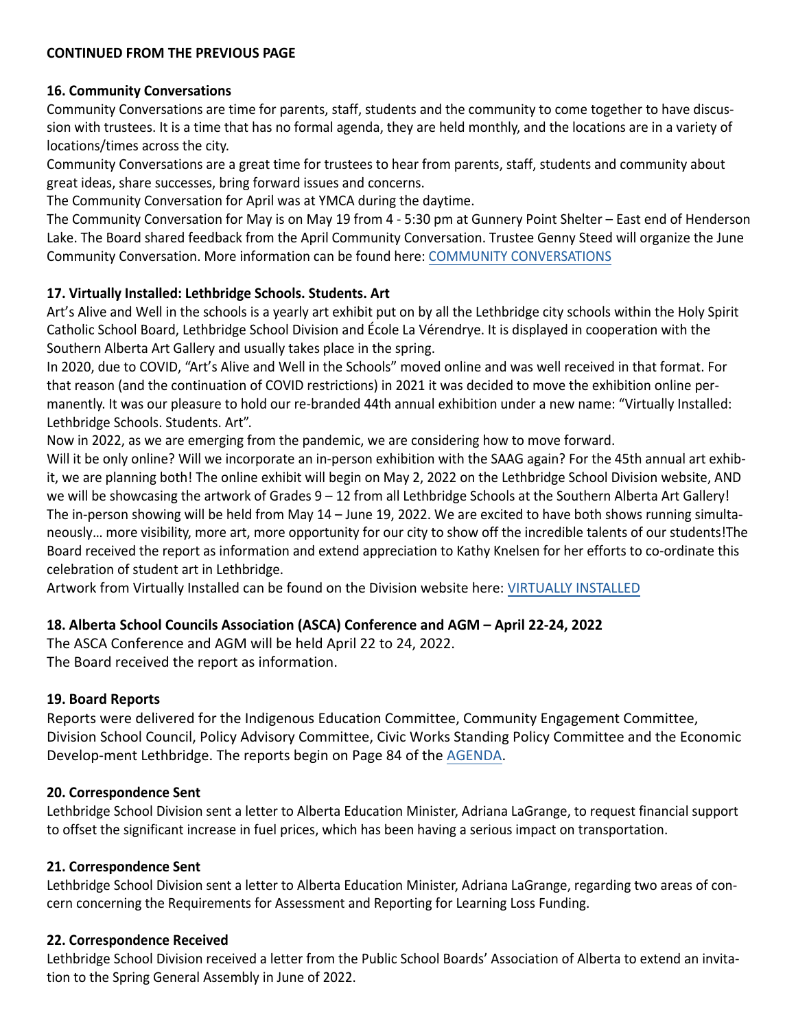**CONTINUED FROM THE PREVIOUS PAGE**

**16. Community Conversations**

Community Conversations are time for parents, staff, students and the community to come together to have discussion with trustees. It is a time that has no formal agenda, they are held monthly, and the locations are in a variety of locations/times across the city.

Community Conversations are a great time for trustees to hear from parents, staff, students and community about great ideas, share successes, bring forward issues and concerns.

The Community Conversation for April was at YMCA during the daytime.

The Community Conversation for May is on May 19 from 4 - 5:30 pm at Gunnery Point Shelter – East end of Henderson Lake. The Board shared feedback from the April Community Conversation. Trustee Genny Steed will organize the June Community Conversation. More information can be found here: COMMUNITY CONVERSATIONS

**17. Virtually Installed: Lethbridge Schools. Students. Art**

Art's Alive and Well in the schools is a yearly art exhibit put on by all the Lethbridge city schools within the Holy Spirit Catholic School Board, Lethbridge School Division and École La Vérendrye. It is displayed in cooperation with the Southern Alberta Art Gallery and usually takes place in the spring.

In 2020, due to COVID, "Art's Alive and Well in the Schools" moved online and was well received in that format. For that reason (and the continuation of COVID restrictions) in 2021 it was decided to move the exhibition online permanently. It was our pleasure to hold our re-branded 44th annual exhibition under a new name: "Virtually Installed: Lethbridge Schools. Students. Art".

Now in 2022, as we are emerging from the pandemic, we are considering how to move forward.

Will it be only online? Will we incorporate an in-person exhibition with the SAAG again? For the 45th annual art exhibit, we are planning both! The online exhibit will begin on May 2, 2022 on the Lethbridge School Division website, AND we will be showcasing the artwork of Grades 9 – 12 from all Lethbridge Schools at the Southern Alberta Art Gallery! The in-person showing will be held from May 14 – June 19, 2022. We are excited to have both shows running simultaneously… more visibility, more art, more opportunity for our city to show off the incredible talents of our students!The Board received the report as information and extend appreciation to Kathy Knelsen for her efforts to co-ordinate this celebration of student art in Lethbridge.

Artwork from Virtually Installed can be found on the Division website here: VIRTUALLY INSTALLED

**18. Alberta School Councils Association (ASCA) Conference and AGM – April 22-24, 2022**

The ASCA Conference and AGM will be held April 22 to 24, 2022.

The Board received the report as information.

**19. Board Reports**

Reports were delivered for the Indigenous Education Committee, Community Engagement Committee, Division School Council, Policy Advisory Committee, Civic Works Standing Policy Committee and the Economic Develop-ment Lethbridge. The reports begin on Page 84 of the AGENDA.

**20. Correspondence Sent**

Lethbridge School Division sent a letter to Alberta Education Minister, Adriana LaGrange, to request financial support to offset the significant increase in fuel prices, which has been having a serious impact on transportation.

**21. Correspondence Sent**

Lethbridge School Division sent a letter to Alberta Education Minister, Adriana LaGrange, regarding two areas of concern concerning the Requirements for Assessment and Reporting for Learning Loss Funding.

**22. Correspondence Received**

Lethbridge School Division received a letter from the Public School Boards' Association of Alberta to extend an invitation to the Spring General Assembly in June of 2022.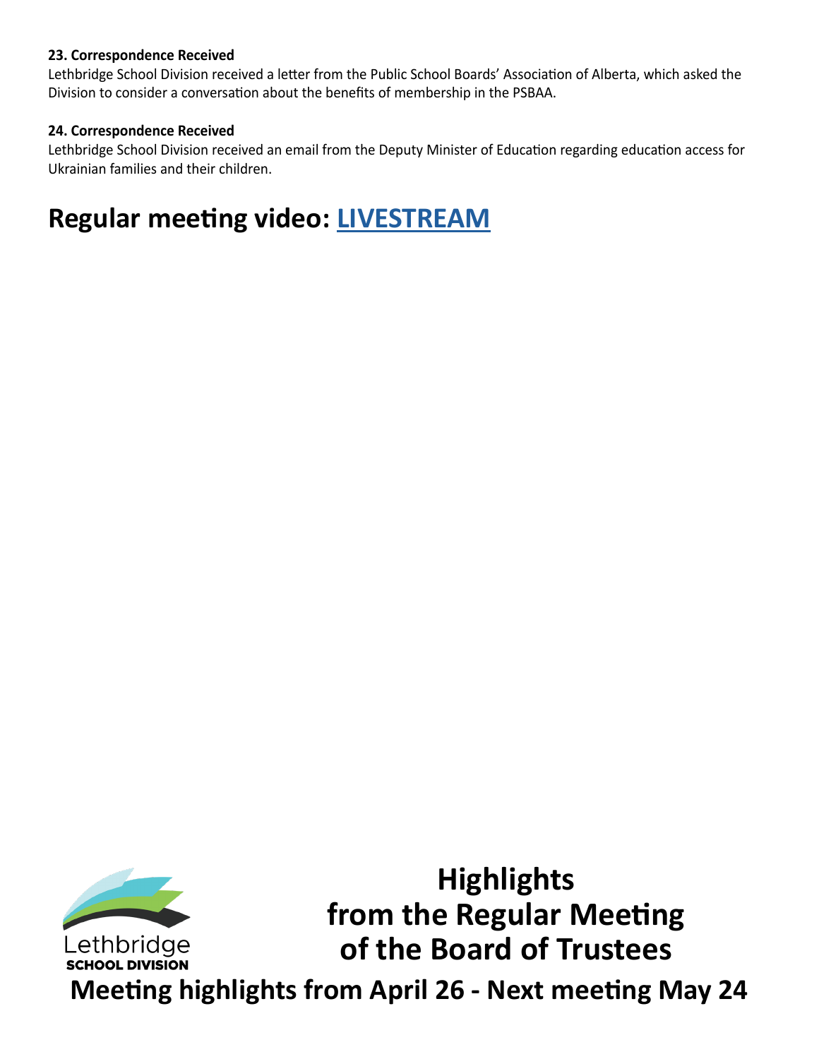**23. Correspondence Received**

Lethbridge School Division received a letter from the Public School Boards' Association of Alberta, which asked the Division to consider a conversation about the benefits of membership in the PSBAA.

**24. Correspondence Received**

Lethbridge School Division received an email from the Deputy Minister of Education regarding education access for Ukrainian families and their children.

## Regular meeting video: LIVESTREAM